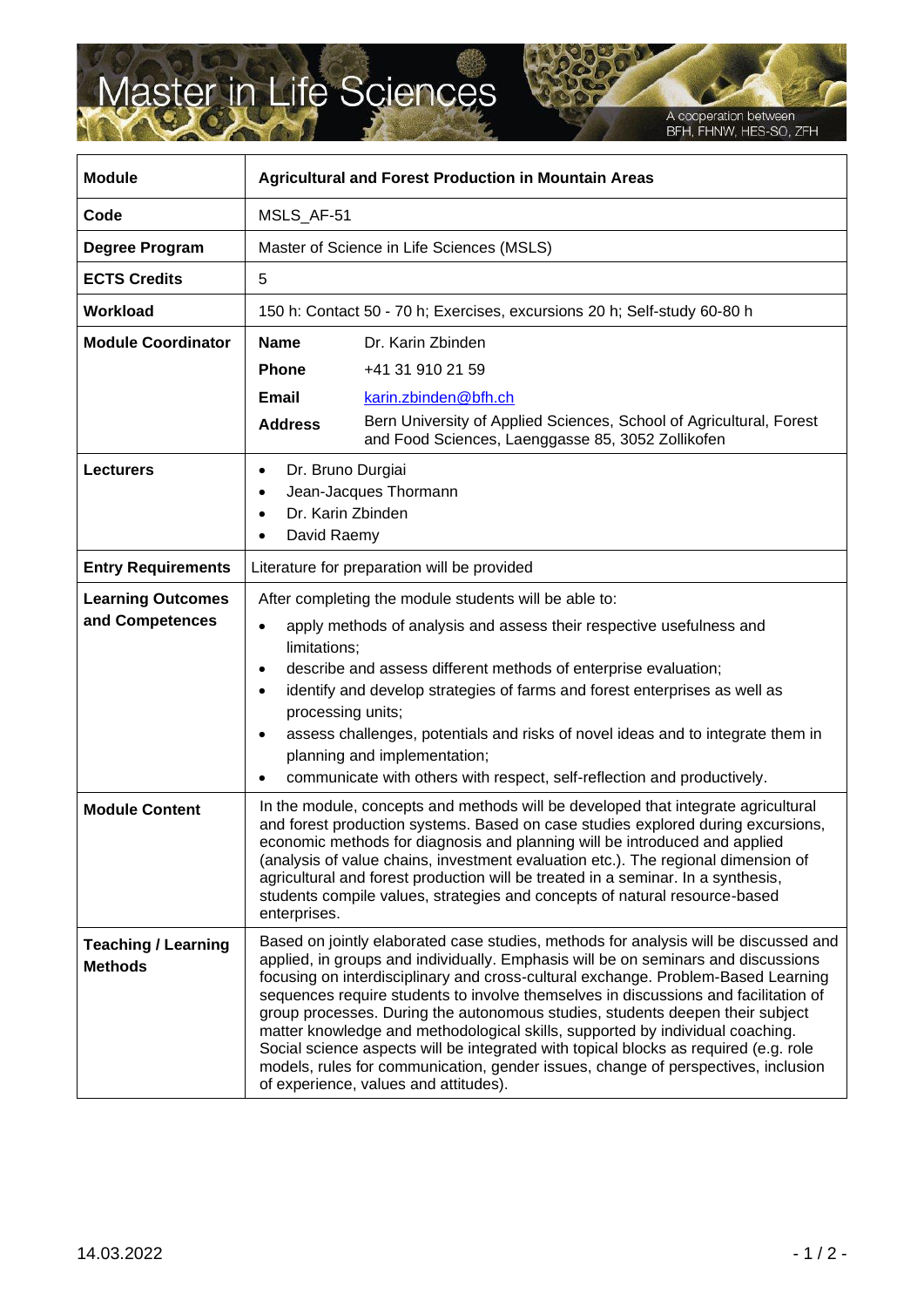# Master in Life Sciences

A cooperation between BFH, FHNW, HES-SO, ZFH

| Module | Agricultural and Forest Production in Mountain Areas |
|---|---|
| Code | MSLS_AF-51 |
| Degree Program | Master of Science in Life Sciences (MSLS) |
| ECTS Credits | 5 |
| Workload | 150 h: Contact 50 - 70 h; Exercises, excursions 20 h; Self-study 60-80 h |
| Module Coordinator | **Name** Dr. Karin Zbinden<br>**Phone** +41 31 910 21 59<br>**Email** karin.zbinden@bfh.ch<br>**Address** Bern University of Applied Sciences, School of Agricultural, Forest and Food Sciences, Laenggasse 85, 3052 Zollikofen |
| Lecturers | • Dr. Bruno Durgiai<br>• Jean-Jacques Thormann<br>• Dr. Karin Zbinden<br>• David Raemy |
| Entry Requirements | Literature for preparation will be provided |
| Learning Outcomes and Competences | After completing the module students will be able to:<br>• apply methods of analysis and assess their respective usefulness and limitations;<br>• describe and assess different methods of enterprise evaluation;<br>• identify and develop strategies of farms and forest enterprises as well as processing units;<br>• assess challenges, potentials and risks of novel ideas and to integrate them in planning and implementation;<br>• communicate with others with respect, self-reflection and productively. |
| Module Content | In the module, concepts and methods will be developed that integrate agricultural and forest production systems. Based on case studies explored during excursions, economic methods for diagnosis and planning will be introduced and applied (analysis of value chains, investment evaluation etc.). The regional dimension of agricultural and forest production will be treated in a seminar. In a synthesis, students compile values, strategies and concepts of natural resource-based enterprises. |
| Teaching / Learning Methods | Based on jointly elaborated case studies, methods for analysis will be discussed and applied, in groups and individually. Emphasis will be on seminars and discussions focusing on interdisciplinary and cross-cultural exchange. Problem-Based Learning sequences require students to involve themselves in discussions and facilitation of group processes. During the autonomous studies, students deepen their subject matter knowledge and methodological skills, supported by individual coaching. Social science aspects will be integrated with topical blocks as required (e.g. role models, rules for communication, gender issues, change of perspectives, inclusion of experience, values and attitudes). |

14.03.2022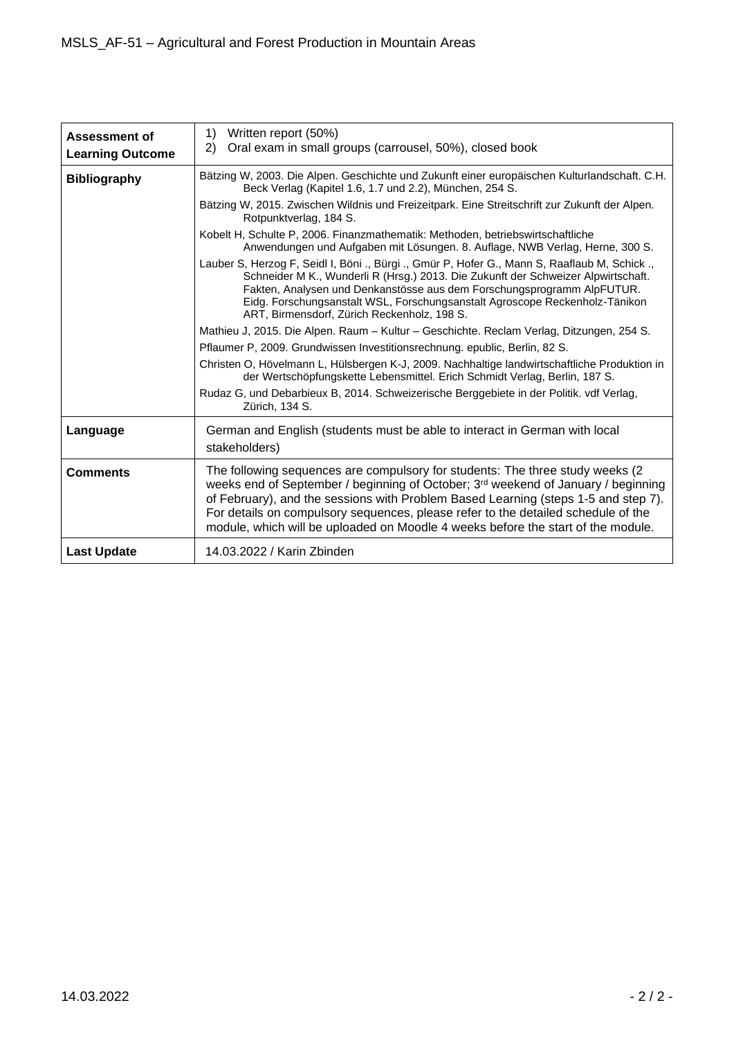| | |
|---|---|
| **Assessment of Learning Outcome** | 1) Written report (50%)<br>2) Oral exam in small groups (carrousel, 50%), closed book |
| **Bibliography** | Bätzing W, 2003. Die Alpen. Geschichte und Zukunft einer europäischen Kulturlandschaft. C.H. Beck Verlag (Kapitel 1.6, 1.7 und 2.2), München, 254 S.<br>Bätzing W, 2015. Zwischen Wildnis und Freizeitpark. Eine Streitschrift zur Zukunft der Alpen. Rotpunktverlag, 184 S.<br>Kobelt H, Schulte P, 2006. Finanzmathematik: Methoden, betriebswirtschaftliche Anwendungen und Aufgaben mit Lösungen. 8. Auflage, NWB Verlag, Herne, 300 S.<br>Lauber S, Herzog F, Seidl I, Böni ., Bürgi ., Gmür P, Hofer G., Mann S, Raaflaub M, Schick ., Schneider M K., Wunderli R (Hrsg.) 2013. Die Zukunft der Schweizer Alpwirtschaft. Fakten, Analysen und Denkanstösse aus dem Forschungsprogramm AlpFUTUR. Eidg. Forschungsanstalt WSL, Forschungsanstalt Agroscope Reckenholz-Tänikon ART, Birmensdorf, Zürich Reckenholz, 198 S.<br>Mathieu J, 2015. Die Alpen. Raum – Kultur – Geschichte. Reclam Verlag, Ditzungen, 254 S.<br>Pflaumer P, 2009. Grundwissen Investitionsrechnung. epublic, Berlin, 82 S.<br>Christen O, Hövelmann L, Hülsbergen K-J, 2009. Nachhaltige landwirtschaftliche Produktion in der Wertschöpfungskette Lebensmittel. Erich Schmidt Verlag, Berlin, 187 S.<br>Rudaz G, und Debarbieux B, 2014. Schweizerische Berggebiete in der Politik. vdf Verlag, Zürich, 134 S. |
| **Language** | German and English (students must be able to interact in German with local stakeholders) |
| **Comments** | The following sequences are compulsory for students: The three study weeks (2 weeks end of September / beginning of October; 3rd weekend of January / beginning of February), and the sessions with Problem Based Learning (steps 1-5 and step 7). For details on compulsory sequences, please refer to the detailed schedule of the module, which will be uploaded on Moodle 4 weeks before the start of the module. |
| **Last Update** | 14.03.2022 / Karin Zbinden |